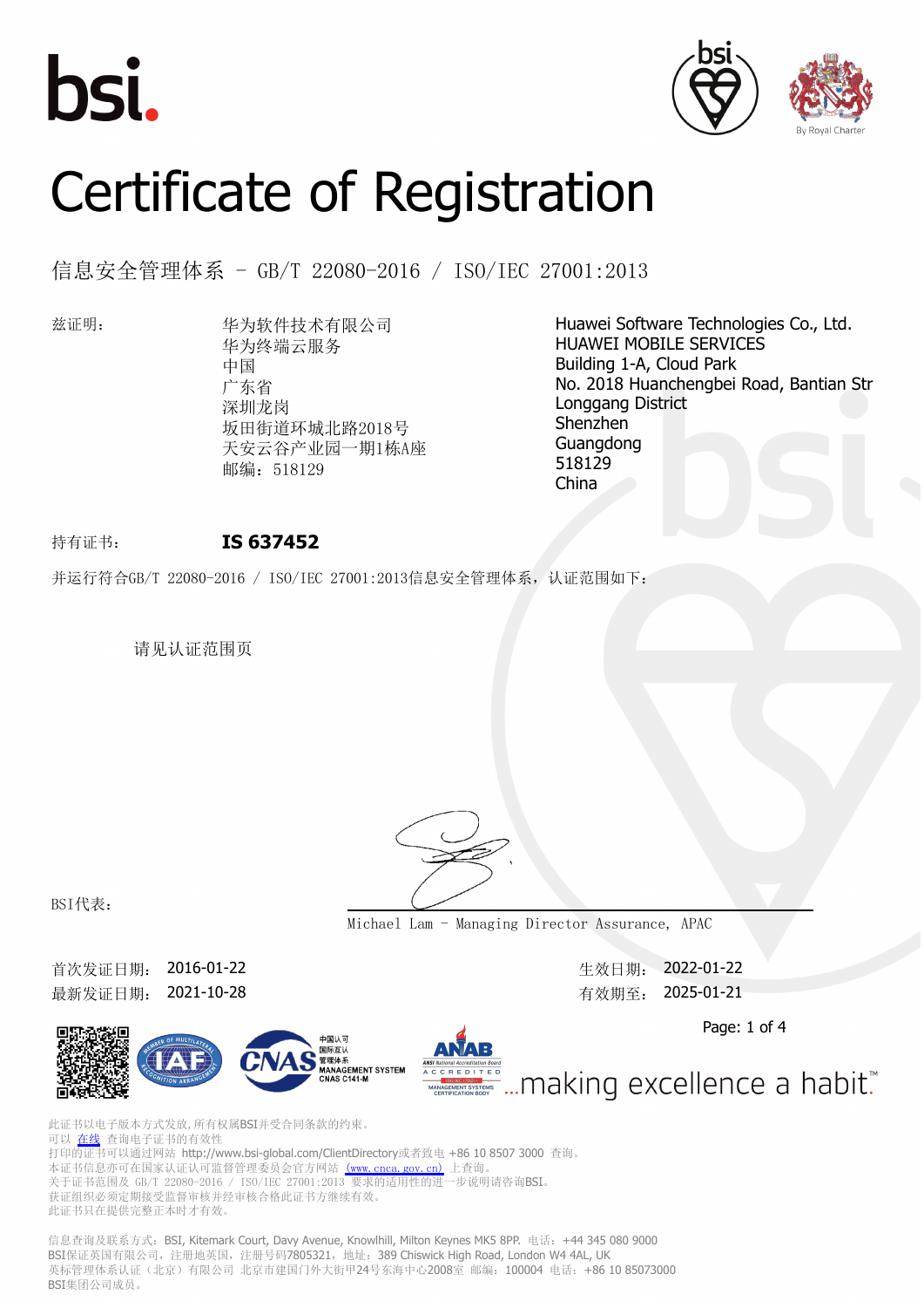bsi.

# Certificate of Registration

## 信息安全管理体系 - GB/T 22080-2016 / ISO/IEC 27001:2013

兹证明：

华为软件技术有限公司
华为终端云服务
中国
广东省
深圳龙岗
坂田街道环城北路2018号
天安云谷产业园一期1栋A座
邮编：518129

Huawei Software Technologies Co., Ltd.
HUAWEI MOBILE SERVICES
Building 1-A, Cloud Park
No. 2018 Huanchengbei Road, Bantian Str
Longgang District
Shenzhen
Guangdong
518129
China

持有证书： **IS 637452**

并运行符合GB/T 22080-2016 / ISO/IEC 27001:2013信息安全管理体系，认证范围如下：

请见认证范围页

BSI代表：

Michael Lam - Managing Director Assurance, APAC

首次发证日期： 2016-01-22
最新发证日期： 2021-10-28

生效日期： 2022-01-22
有效期至： 2025-01-21

...making excellence a habit.™

此证书以电子版本方式发放，所有权属BSI并受合同条款的约束。
可以 在线 查询电子证书的有效性
打印的证书可以通过网站 http://www.bsi-global.com/ClientDirectory或者致电 +86 10 8507 3000 查询。
本证书信息亦可在国家认证认可监督管理委员会官方网站（www.cnca.gov.cn）上查询。
关于证书范围及 GB/T 22080-2016 / ISO/IEC 27001:2013 要求的适用性的进一步说明请咨询BSI。
获证组织必须定期接受监督审核并经审核合格此证书方继续有效。
此证书只在提供完整正本时才有效。

信息查询及联系方式：BSI, Kitemark Court, Davy Avenue, Knowlhill, Milton Keynes MK5 8PP. 电话：+44 345 080 9000
BSI保证英国有限公司，注册地英国，注册号码7805321，地址：389 Chiswick High Road, London W4 4AL, UK
英标管理体系认证（北京）有限公司 北京市建国门外大街甲24号东海中心2008室 邮编：100004 电话：+86 10 85073000
BSI集团公司成员。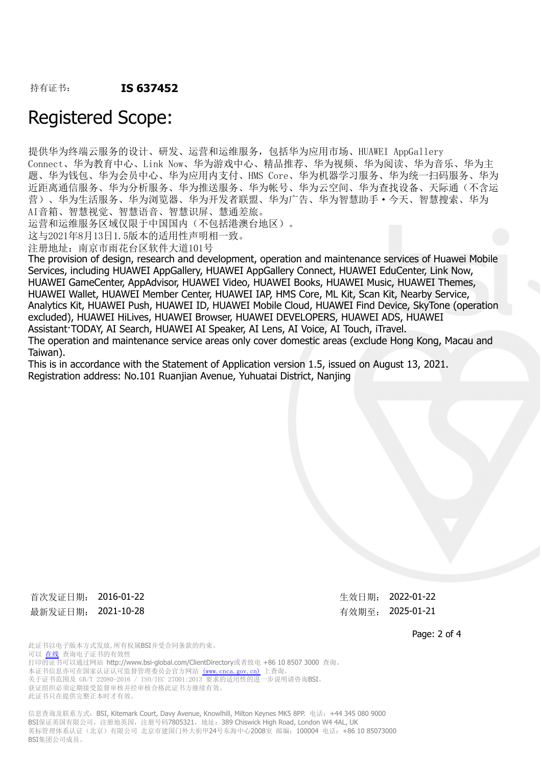持有证书： **IS 637452**

# Registered Scope:

提供华为终端云服务的设计、研发、运营和运维服务，包括华为应用市场、HUAWEI AppGallery Connect、华为教育中心、Link Now、华为游戏中心、精品推荐、华为视频、华为阅读、华为音乐、华为主题、华为钱包、华为会员中心、华为应用内支付、HMS Core、华为机器学习服务、华为统一扫码服务、华为近距离通信服务、华为分析服务、华为推送服务、华为帐号、华为云空间、华为查找设备、天际通（不含运营）、华为生活服务、华为浏览器、华为开发者联盟、华为广告、华为智慧助手·今天、智慧搜索、华为AI音箱、智慧视觉、智慧语音、智慧识屏、慧通差旅。

运营和运维服务区域仅限于中国国内（不包括港澳台地区）。

这与2021年8月13日1.5版本的适用性声明相一致。

注册地址：南京市雨花台区软件大道101号

The provision of design, research and development, operation and maintenance services of Huawei Mobile Services, including HUAWEI AppGallery, HUAWEI AppGallery Connect, HUAWEI EduCenter, Link Now, HUAWEI GameCenter, AppAdvisor, HUAWEI Video, HUAWEI Books, HUAWEI Music, HUAWEI Themes, HUAWEI Wallet, HUAWEI Member Center, HUAWEI IAP, HMS Core, ML Kit, Scan Kit, Nearby Service, Analytics Kit, HUAWEI Push, HUAWEI ID, HUAWEI Mobile Cloud, HUAWEI Find Device, SkyTone (operation excluded), HUAWEI HiLives, HUAWEI Browser, HUAWEI DEVELOPERS, HUAWEI ADS, HUAWEI Assistant·TODAY, AI Search, HUAWEI AI Speaker, AI Lens, AI Voice, AI Touch, iTravel.

The operation and maintenance service areas only cover domestic areas (exclude Hong Kong, Macau and Taiwan).

This is in accordance with the Statement of Application version 1.5, issued on August 13, 2021.

Registration address: No.101 Ruanjian Avenue, Yuhuatai District, Nanjing

首次发证日期： 2016-01-22　　生效日期： 2022-01-22

最新发证日期： 2021-10-28　　有效期至： 2025-01-21

此证书以电子版本方式发放，所有权属BSI并受合同条款的约束。
可以 在线 查询电子证书的有效性
打印的证书可以通过网站 http://www.bsi-global.com/ClientDirectory或者致电 +86 10 8507 3000 查询。
本证书信息亦可在国家认证认可监督管理委员会官方网站（www.cnca.gov.cn）上查询。
关于证书范围及 GB/T 22080-2016 / ISO/IEC 27001:2013 要求的适用性的进一步说明请咨询BSI。
获证组织必须定期接受监督审核并经审核合格此证书方继续有效。
此证书只在提供完整正本时才有效。

信息查询及联系方式：BSI, Kitemark Court, Davy Avenue, Knowlhill, Milton Keynes MK5 8PP. 电话：+44 345 080 9000
BSI保证英国有限公司，注册地英国，注册号码7805321，地址：389 Chiswick High Road, London W4 4AL, UK
英标管理体系认证（北京）有限公司 北京市建国门外大街甲24号东海中心2008室 邮编：100004 电话：+86 10 85073000
BSI集团公司成员。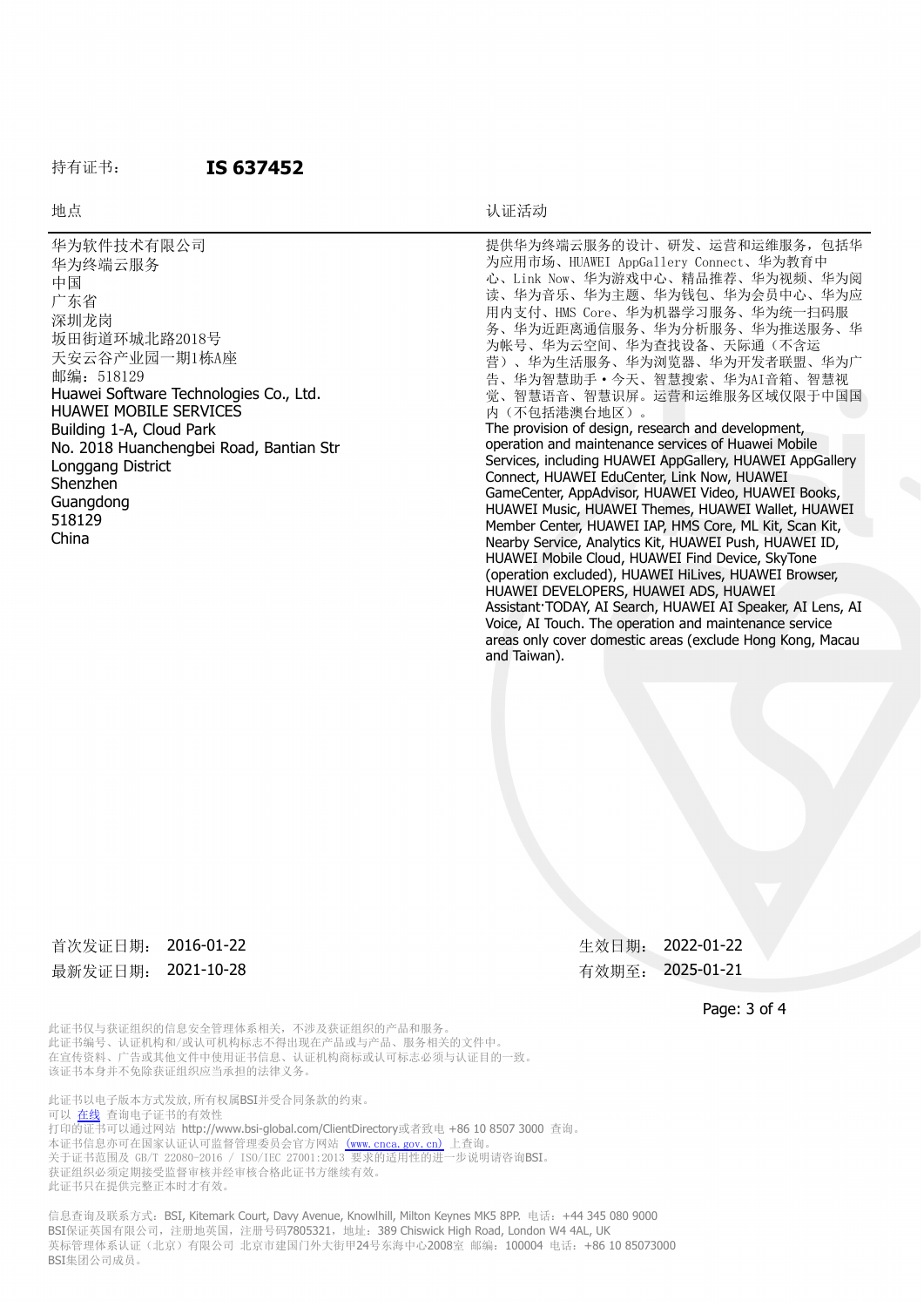持有证书： **IS 637452**

| 地点 | 认证活动 |
| --- | --- |
| 华为软件技术有限公司<br>华为终端云服务<br>中国<br>广东省<br>深圳龙岗<br>坂田街道环城北路2018号<br>天安云谷产业园一期1栋A座<br>邮编：518129<br>Huawei Software Technologies Co., Ltd.<br>HUAWEI MOBILE SERVICES<br>Building 1-A, Cloud Park<br>No. 2018 Huanchengbei Road, Bantian Str<br>Longgang District<br>Shenzhen<br>Guangdong<br>518129<br>China | 提供华为终端云服务的设计、研发、运营和运维服务，包括华为应用市场、HUAWEI AppGallery Connect、华为教育中心、Link Now、华为游戏中心、精品推荐、华为视频、华为阅读、华为音乐、华为主题、华为钱包、华为会员中心、华为应用内支付、HMS Core、华为机器学习服务、华为统一扫码服务、华为近距离通信服务、华为分析服务、华为推送服务、华为帐号、华为云空间、华为查找设备、天际通（不含运营）、华为生活服务、华为浏览器、华为开发者联盟、华为广告、华为智慧助手·今天、智慧搜索、华为AI音箱、智慧视觉、智慧语音、智慧识屏。运营和运维服务区域仅限于中国国内（不包括港澳台地区）。<br>The provision of design, research and development, operation and maintenance services of Huawei Mobile Services, including HUAWEI AppGallery, HUAWEI AppGallery Connect, HUAWEI EduCenter, Link Now, HUAWEI GameCenter, AppAdvisor, HUAWEI Video, HUAWEI Books, HUAWEI Music, HUAWEI Themes, HUAWEI Wallet, HUAWEI Member Center, HUAWEI IAP, HMS Core, ML Kit, Scan Kit, Nearby Service, Analytics Kit, HUAWEI Push, HUAWEI ID, HUAWEI Mobile Cloud, HUAWEI Find Device, SkyTone (operation excluded), HUAWEI HiLives, HUAWEI Browser, HUAWEI DEVELOPERS, HUAWEI ADS, HUAWEI Assistant·TODAY, AI Search, HUAWEI AI Speaker, AI Lens, AI Voice, AI Touch. The operation and maintenance service areas only cover domestic areas (exclude Hong Kong, Macau and Taiwan). |

首次发证日期： 2016-01-22
最新发证日期： 2021-10-28

生效日期： 2022-01-22
有效期至： 2025-01-21

此证书仅与获证组织的信息安全管理体系相关，不涉及获证组织的产品和服务。
此证书编号、认证机构和/或认可机构标志不得出现在产品或与产品、服务相关的文件中。
在宣传资料、广告或其他文件中使用证书信息、认证机构商标或认可标志必须与认证目的一致。
该证书本身并不免除获证组织应当承担的法律义务。

此证书以电子版本方式发放，所有权属BSI并受合同条款的约束。
可以 在线 查询电子证书的有效性
打印的证书可以通过网站 http://www.bsi-global.com/ClientDirectory或者致电 +86 10 8507 3000 查询。
本证书信息亦可在国家认证认可监督管理委员会官方网站（www.cnca.gov.cn）上查询。
关于证书范围及 GB/T 22080-2016 / ISO/IEC 27001:2013 要求的适用性的进一步说明请咨询BSI。
获证组织必须定期接受监督审核并经审核合格此证书方继续有效。
此证书只在提供完整正本时才有效。

信息查询及联系方式：BSI, Kitemark Court, Davy Avenue, Knowlhill, Milton Keynes MK5 8PP. 电话：+44 345 080 9000
BSI保证英国有限公司，注册地英国，注册号码7805321，地址：389 Chiswick High Road, London W4 4AL, UK
英标管理体系认证（北京）有限公司 北京市建国门外大街甲24号东海中心2008室 邮编：100004 电话：+86 10 85073000
BSI集团公司成员。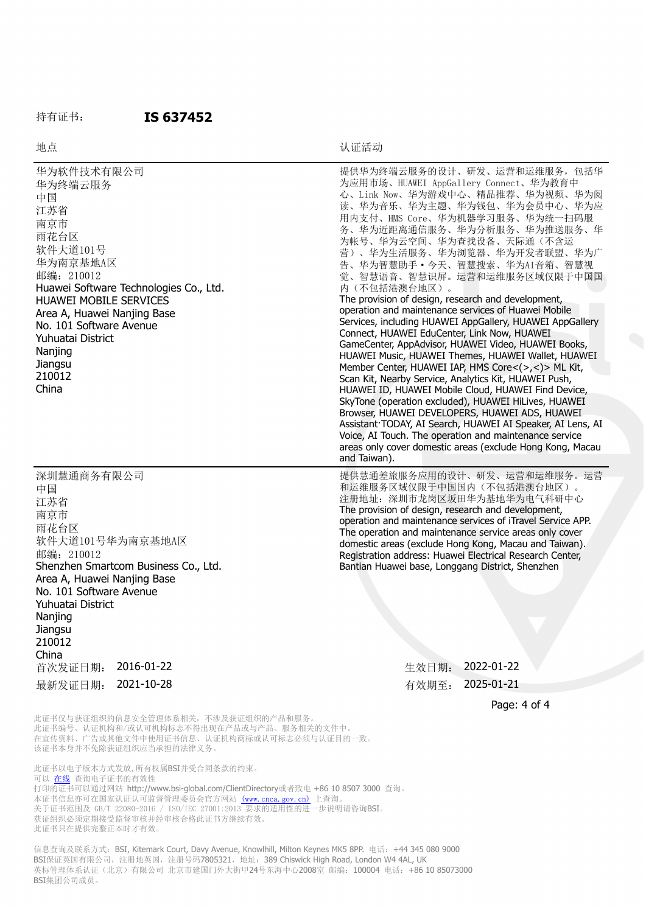持有证书：　**IS 637452**

| 地点 | 认证活动 |
|---|---|
| 华为软件技术有限公司<br>华为终端云服务<br>中国<br>江苏省<br>南京市<br>雨花台区<br>软件大道101号<br>华为南京基地A区<br>邮编：210012<br>Huawei Software Technologies Co., Ltd.<br>HUAWEI MOBILE SERVICES<br>Area A, Huawei Nanjing Base<br>No. 101 Software Avenue<br>Yuhuatai District<br>Nanjing<br>Jiangsu<br>210012<br>China | 提供华为终端云服务的设计、研发、运营和运维服务，包括华为应用市场、HUAWEI AppGallery Connect、华为教育中心、Link Now、华为游戏中心、精品推荐、华为视频、华为阅读、华为音乐、华为主题、华为钱包、华为会员中心、华为应用内支付、HMS Core、华为机器学习服务、华为统一扫码服务、华为近距离通信服务、华为分析服务、华为推送服务、华为帐号、华为云空间、华为查找设备、天际通（不含运营）、华为生活服务、华为浏览器、华为开发者联盟、华为广告、华为智慧助手·今天、智慧搜索、华为AI音箱、智慧视觉、智慧语音、智慧识屏。运营和运维服务区域仅限于中国国内（不包括港澳台地区）。<br>The provision of design, research and development, operation and maintenance services of Huawei Mobile Services, including HUAWEI AppGallery, HUAWEI AppGallery Connect, HUAWEI EduCenter, Link Now, HUAWEI GameCenter, AppAdvisor, HUAWEI Video, HUAWEI Books, HUAWEI Music, HUAWEI Themes, HUAWEI Wallet, HUAWEI Member Center, HUAWEI IAP, HMS Core<(>,<)> ML Kit, Scan Kit, Nearby Service, Analytics Kit, HUAWEI Push, HUAWEI ID, HUAWEI Mobile Cloud, HUAWEI Find Device, SkyTone (operation excluded), HUAWEI HiLives, HUAWEI Browser, HUAWEI DEVELOPERS, HUAWEI ADS, HUAWEI Assistant·TODAY, AI Search, HUAWEI AI Speaker, AI Lens, AI Voice, AI Touch. The operation and maintenance service areas only cover domestic areas (exclude Hong Kong, Macau and Taiwan). |
| 深圳慧通商务有限公司<br>中国<br>江苏省<br>南京市<br>雨花台区<br>软件大道101号华为南京基地A区<br>邮编：210012<br>Shenzhen Smartcom Business Co., Ltd.<br>Area A, Huawei Nanjing Base<br>No. 101 Software Avenue<br>Yuhuatai District<br>Nanjing<br>Jiangsu<br>210012<br>China | 提供慧通差旅服务应用的设计、研发、运营和运维服务。运营和运维服务区域仅限于中国国内（不包括港澳台地区）。<br>注册地址：深圳市龙岗区坂田华为基地华为电气科研中心<br>The provision of design, research and development, operation and maintenance services of iTravel Service APP. The operation and maintenance service areas only cover domestic areas (exclude Hong Kong, Macau and Taiwan).<br>Registration address: Huawei Electrical Research Center, Bantian Huawei base, Longgang District, Shenzhen |

首次发证日期：　2016-01-22　　　　生效日期：　2022-01-22

最新发证日期：　2021-10-28　　　　有效期至：　2025-01-21

此证书仅与获证组织的信息安全管理体系相关，不涉及获证组织的产品和服务。
此证书编号、认证机构和/或认可机构标志不得出现在产品或与产品、服务相关的文件中。
在宣传资料、广告或其他文件中使用证书信息、认证机构商标或认可标志必须与认证目的一致。
该证书本身并不免除获证组织应当承担的法律义务。

此证书以电子版本方式发放，所有权属BSI并受合同条款的约束。
可以 在线 查询电子证书的有效性
打印的证书可以通过网站 http://www.bsi-global.com/ClientDirectory或者致电 +86 10 8507 3000 查询。
本证书信息亦可在国家认证认可监督管理委员会官方网站（www.cnca.gov.cn）上查询。
关于证书范围及 GB/T 22080-2016 / ISO/IEC 27001:2013 要求的适用性的进一步说明请咨询BSI。
获证组织必须定期接受监督审核并经审核合格此证书方继续有效。
此证书只在提供完整正本时才有效。

信息查询及联系方式：BSI, Kitemark Court, Davy Avenue, Knowlhill, Milton Keynes MK5 8PP. 电话：+44 345 080 9000
BSI保证英国有限公司，注册地英国，注册号码7805321，地址：389 Chiswick High Road, London W4 4AL, UK
英标管理体系认证（北京）有限公司 北京市建国门外大街甲24号东海中心2008室 邮编：100004 电话：+86 10 85073000
BSI集团公司成员。